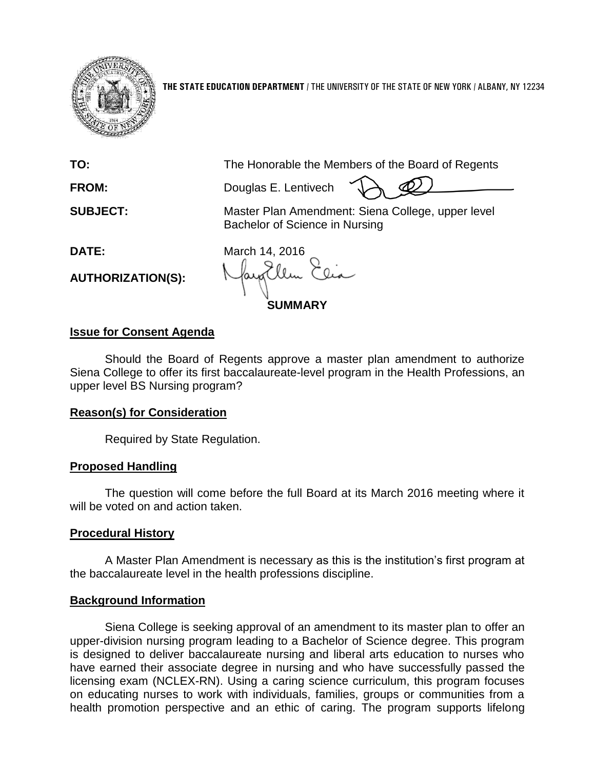**THE STATE EDUCATION DEPARTMENT** / THE UNIVERSITY OF THE STATE OF NEW YORK / ALBANY, NY 12234

**TO:** The Honorable the Members of the Board of Regents

**FROM:** Douglas E. Lentivech

**SUBJECT:** Master Plan Amendment: Siena College, upper level Bachelor of Science in Nursing

**DATE:** March 14, 2016

**AUTHORIZATION(S):**

**SUMMARY**

**Issue for Consent Agenda**

Should the Board of Regents approve a master plan amendment to authorize Siena College to offer its first baccalaureate-level program in the Health Professions, an upper level BS Nursing program?

**Reason(s) for Consideration**

Required by State Regulation.

**Proposed Handling**

The question will come before the full Board at its March 2016 meeting where it will be voted on and action taken.

**Procedural History**

A Master Plan Amendment is necessary as this is the institution's first program at the baccalaureate level in the health professions discipline.

**Background Information**

Siena College is seeking approval of an amendment to its master plan to offer an upper-division nursing program leading to a Bachelor of Science degree. This program is designed to deliver baccalaureate nursing and liberal arts education to nurses who have earned their associate degree in nursing and who have successfully passed the licensing exam (NCLEX-RN). Using a caring science curriculum, this program focuses on educating nurses to work with individuals, families, groups or communities from a health promotion perspective and an ethic of caring. The program supports lifelong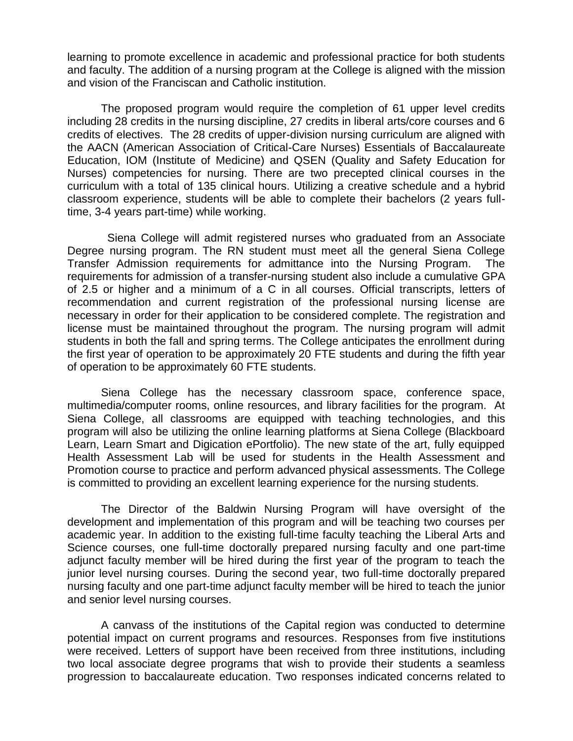learning to promote excellence in academic and professional practice for both students and faculty. The addition of a nursing program at the College is aligned with the mission and vision of the Franciscan and Catholic institution.

The proposed program would require the completion of 61 upper level credits including 28 credits in the nursing discipline, 27 credits in liberal arts/core courses and 6 credits of electives. The 28 credits of upper-division nursing curriculum are aligned with the AACN (American Association of Critical-Care Nurses) Essentials of Baccalaureate Education, IOM (Institute of Medicine) and QSEN (Quality and Safety Education for Nurses) competencies for nursing. There are two precepted clinical courses in the curriculum with a total of 135 clinical hours. Utilizing a creative schedule and a hybrid classroom experience, students will be able to complete their bachelors (2 years full-time, 3-4 years part-time) while working.

Siena College will admit registered nurses who graduated from an Associate Degree nursing program. The RN student must meet all the general Siena College Transfer Admission requirements for admittance into the Nursing Program. The requirements for admission of a transfer-nursing student also include a cumulative GPA of 2.5 or higher and a minimum of a C in all courses. Official transcripts, letters of recommendation and current registration of the professional nursing license are necessary in order for their application to be considered complete. The registration and license must be maintained throughout the program. The nursing program will admit students in both the fall and spring terms. The College anticipates the enrollment during the first year of operation to be approximately 20 FTE students and during the fifth year of operation to be approximately 60 FTE students.

Siena College has the necessary classroom space, conference space, multimedia/computer rooms, online resources, and library facilities for the program. At Siena College, all classrooms are equipped with teaching technologies, and this program will also be utilizing the online learning platforms at Siena College (Blackboard Learn, Learn Smart and Digication ePortfolio). The new state of the art, fully equipped Health Assessment Lab will be used for students in the Health Assessment and Promotion course to practice and perform advanced physical assessments. The College is committed to providing an excellent learning experience for the nursing students.

The Director of the Baldwin Nursing Program will have oversight of the development and implementation of this program and will be teaching two courses per academic year. In addition to the existing full-time faculty teaching the Liberal Arts and Science courses, one full-time doctorally prepared nursing faculty and one part-time adjunct faculty member will be hired during the first year of the program to teach the junior level nursing courses. During the second year, two full-time doctorally prepared nursing faculty and one part-time adjunct faculty member will be hired to teach the junior and senior level nursing courses.

A canvass of the institutions of the Capital region was conducted to determine potential impact on current programs and resources. Responses from five institutions were received. Letters of support have been received from three institutions, including two local associate degree programs that wish to provide their students a seamless progression to baccalaureate education. Two responses indicated concerns related to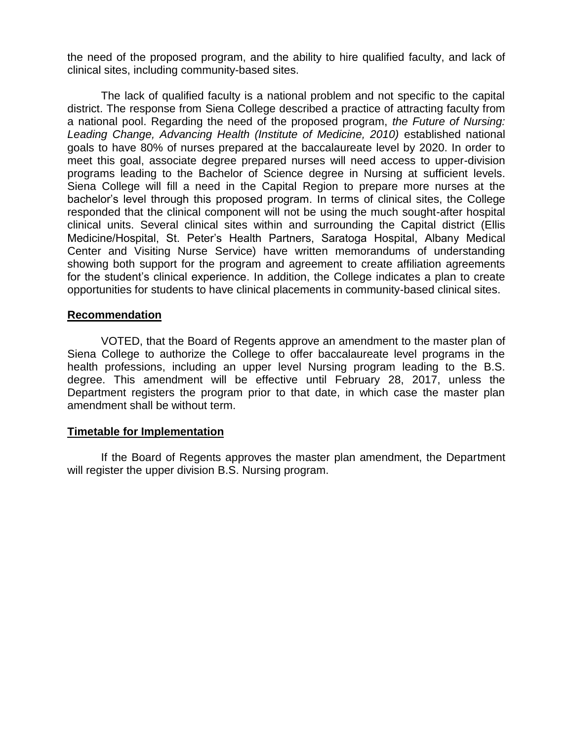the need of the proposed program, and the ability to hire qualified faculty, and lack of clinical sites, including community-based sites.

The lack of qualified faculty is a national problem and not specific to the capital district. The response from Siena College described a practice of attracting faculty from a national pool. Regarding the need of the proposed program, *the Future of Nursing: Leading Change, Advancing Health (Institute of Medicine, 2010)* established national goals to have 80% of nurses prepared at the baccalaureate level by 2020. In order to meet this goal, associate degree prepared nurses will need access to upper-division programs leading to the Bachelor of Science degree in Nursing at sufficient levels. Siena College will fill a need in the Capital Region to prepare more nurses at the bachelor's level through this proposed program. In terms of clinical sites, the College responded that the clinical component will not be using the much sought-after hospital clinical units. Several clinical sites within and surrounding the Capital district (Ellis Medicine/Hospital, St. Peter's Health Partners, Saratoga Hospital, Albany Medical Center and Visiting Nurse Service) have written memorandums of understanding showing both support for the program and agreement to create affiliation agreements for the student's clinical experience. In addition, the College indicates a plan to create opportunities for students to have clinical placements in community-based clinical sites.

## Recommendation

VOTED, that the Board of Regents approve an amendment to the master plan of Siena College to authorize the College to offer baccalaureate level programs in the health professions, including an upper level Nursing program leading to the B.S. degree. This amendment will be effective until February 28, 2017, unless the Department registers the program prior to that date, in which case the master plan amendment shall be without term.

## Timetable for Implementation

If the Board of Regents approves the master plan amendment, the Department will register the upper division B.S. Nursing program.